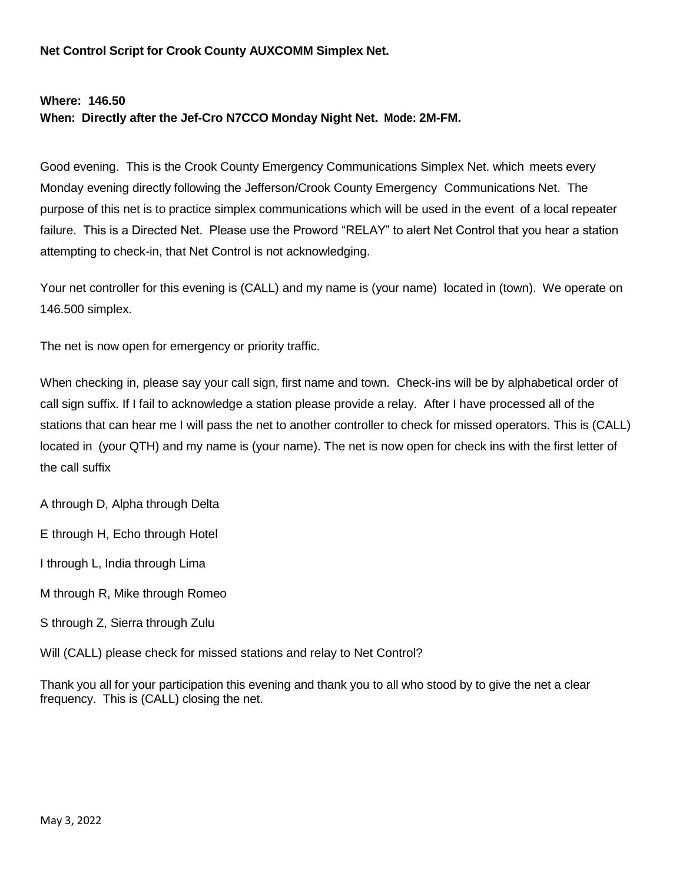**Net Control Script for Crook County AUXCOMM Simplex Net.**

**Where: 146.50**
**When: Directly after the Jef-Cro N7CCO Monday Night Net. Mode: 2M-FM.**

Good evening. This is the Crook County Emergency Communications Simplex Net. which meets every Monday evening directly following the Jefferson/Crook County Emergency Communications Net. The purpose of this net is to practice simplex communications which will be used in the event of a local repeater failure. This is a Directed Net. Please use the Proword "RELAY" to alert Net Control that you hear a station attempting to check-in, that Net Control is not acknowledging.

Your net controller for this evening is (CALL) and my name is (your name) located in (town). We operate on 146.500 simplex.

The net is now open for emergency or priority traffic.

When checking in, please say your call sign, first name and town. Check-ins will be by alphabetical order of call sign suffix. If I fail to acknowledge a station please provide a relay. After I have processed all of the stations that can hear me I will pass the net to another controller to check for missed operators. This is (CALL) located in (your QTH) and my name is (your name). The net is now open for check ins with the first letter of the call suffix

A through D, Alpha through Delta

E through H, Echo through Hotel

I through L, India through Lima

M through R, Mike through Romeo

S through Z, Sierra through Zulu

Will (CALL) please check for missed stations and relay to Net Control?

Thank you all for your participation this evening and thank you to all who stood by to give the net a clear frequency. This is (CALL) closing the net.

May 3, 2022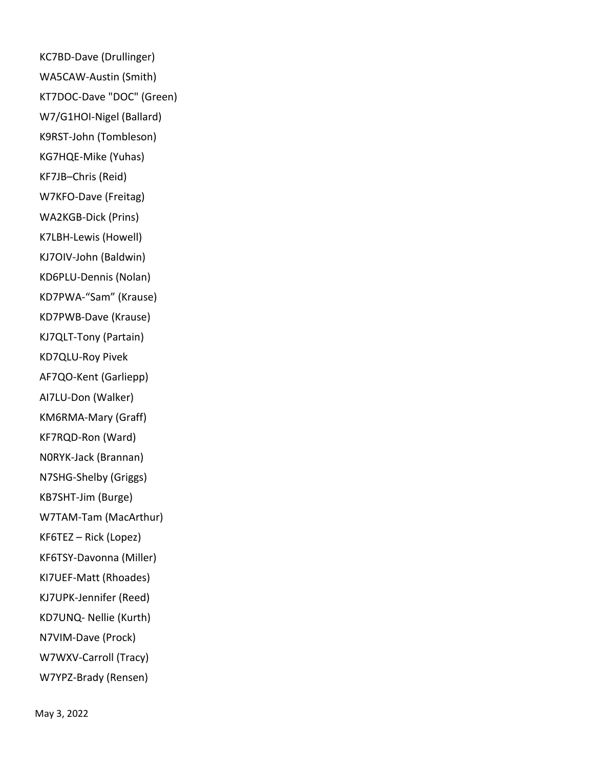KC7BD-Dave (Drullinger)

WA5CAW-Austin (Smith)

KT7DOC-Dave "DOC" (Green)

W7/G1HOI-Nigel (Ballard)

K9RST-John (Tombleson)

KG7HQE-Mike (Yuhas)

KF7JB–Chris (Reid)

W7KFO-Dave (Freitag)

WA2KGB-Dick (Prins)

K7LBH-Lewis (Howell)

KJ7OIV-John (Baldwin)

KD6PLU-Dennis (Nolan)

KD7PWA-“Sam” (Krause)

KD7PWB-Dave (Krause)

KJ7QLT-Tony (Partain)

KD7QLU-Roy Pivek

AF7QO-Kent (Garliepp)

AI7LU-Don (Walker)

KM6RMA-Mary (Graff)

KF7RQD-Ron (Ward)

N0RYK-Jack (Brannan)

N7SHG-Shelby (Griggs)

KB7SHT-Jim (Burge)

W7TAM-Tam (MacArthur)

KF6TEZ – Rick (Lopez)

KF6TSY-Davonna (Miller)

KI7UEF-Matt (Rhoades)

KJ7UPK-Jennifer (Reed)

KD7UNQ- Nellie (Kurth)

N7VIM-Dave (Prock)

W7WXV-Carroll (Tracy)

W7YPZ-Brady (Rensen)